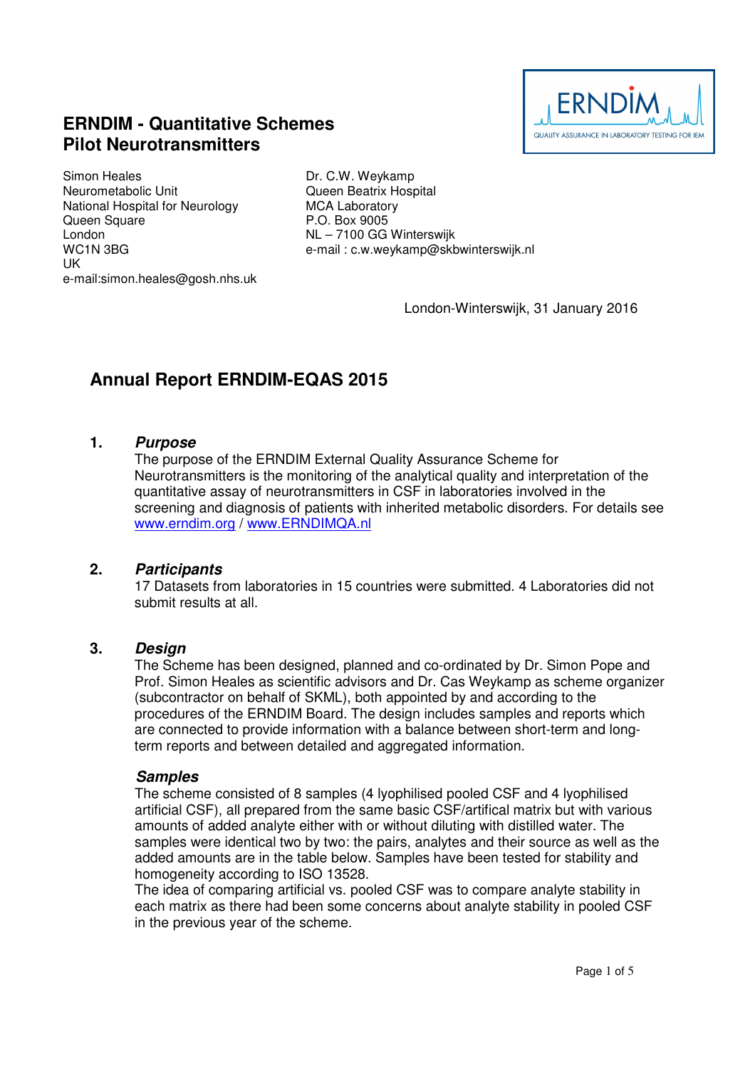# ERNDIM - Quantitative Schemes
## Pilot Neurotransmitters

Simon Heales
Neurometabolic Unit
National Hospital for Neurology
Queen Square
London
WC1N 3BG
UK
e-mail:simon.heales@gosh.nhs.uk

Dr. C.W. Weykamp
Queen Beatrix Hospital
MCA Laboratory
P.O. Box 9005
NL – 7100 GG Winterswijk
e-mail : c.w.weykamp@skbwinterswijk.nl

London-Winterswijk, 31 January 2016

## Annual Report ERNDIM-EQAS 2015

### 1. *Purpose*

The purpose of the ERNDIM External Quality Assurance Scheme for Neurotransmitters is the monitoring of the analytical quality and interpretation of the quantitative assay of neurotransmitters in CSF in laboratories involved in the screening and diagnosis of patients with inherited metabolic disorders. For details see www.erndim.org / www.ERNDIMQA.nl

### 2. *Participants*

17 Datasets from laboratories in 15 countries were submitted. 4 Laboratories did not submit results at all.

### 3. *Design*

The Scheme has been designed, planned and co-ordinated by Dr. Simon Pope and Prof. Simon Heales as scientific advisors and Dr. Cas Weykamp as scheme organizer (subcontractor on behalf of SKML), both appointed by and according to the procedures of the ERNDIM Board. The design includes samples and reports which are connected to provide information with a balance between short-term and long-term reports and between detailed and aggregated information.

#### *Samples*

The scheme consisted of 8 samples (4 lyophilised pooled CSF and 4 lyophilised artificial CSF), all prepared from the same basic CSF/artifical matrix but with various amounts of added analyte either with or without diluting with distilled water. The samples were identical two by two: the pairs, analytes and their source as well as the added amounts are in the table below. Samples have been tested for stability and homogeneity according to ISO 13528.
The idea of comparing artificial vs. pooled CSF was to compare analyte stability in each matrix as there had been some concerns about analyte stability in pooled CSF in the previous year of the scheme.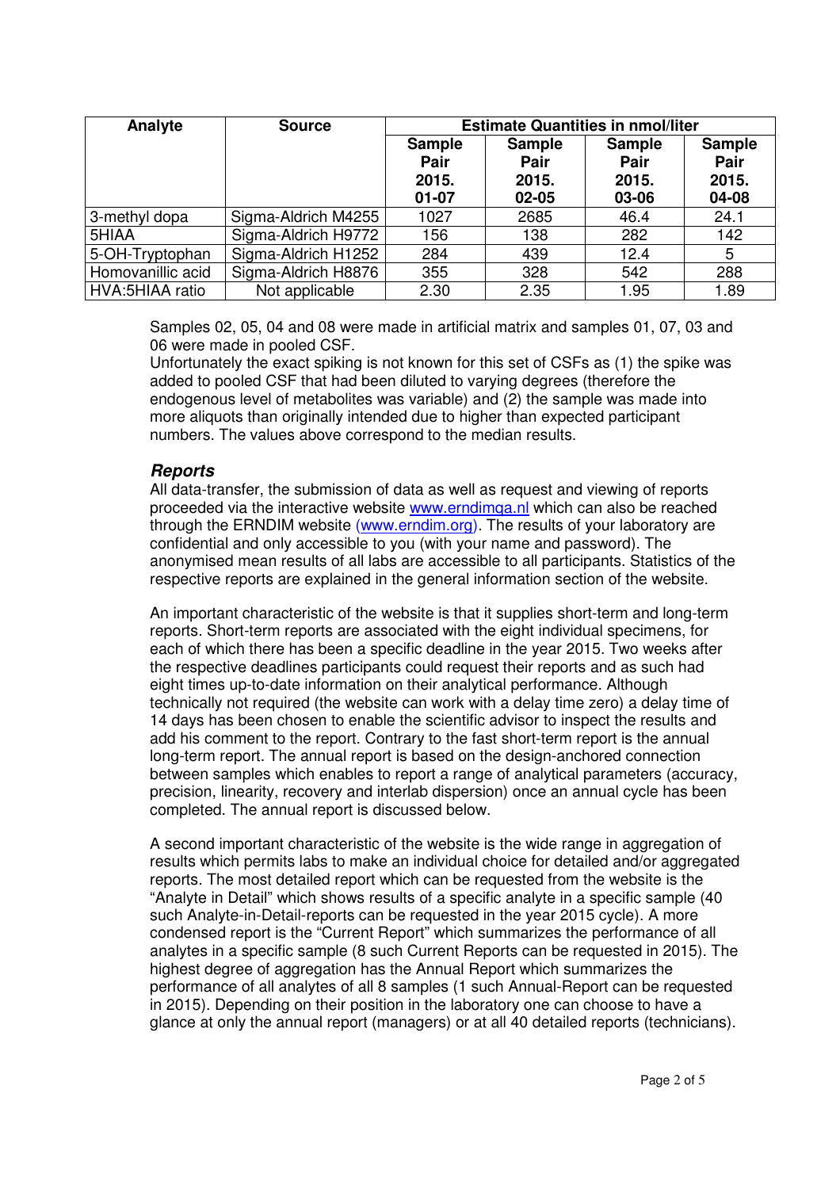| Analyte | Source | Estimate Quantities in nmol/liter | | | |
|---|---|---|---|---|---|
| | | Sample Pair 2015. 01-07 | Sample Pair 2015. 02-05 | Sample Pair 2015. 03-06 | Sample Pair 2015. 04-08 |
| 3-methyl dopa | Sigma-Aldrich M4255 | 1027 | 2685 | 46.4 | 24.1 |
| 5HIAA | Sigma-Aldrich H9772 | 156 | 138 | 282 | 142 |
| 5-OH-Tryptophan | Sigma-Aldrich H1252 | 284 | 439 | 12.4 | 5 |
| Homovanillic acid | Sigma-Aldrich H8876 | 355 | 328 | 542 | 288 |
| HVA:5HIAA ratio | Not applicable | 2.30 | 2.35 | 1.95 | 1.89 |

Samples 02, 05, 04 and 08 were made in artificial matrix and samples 01, 07, 03 and 06 were made in pooled CSF.
Unfortunately the exact spiking is not known for this set of CSFs as (1) the spike was added to pooled CSF that had been diluted to varying degrees (therefore the endogenous level of metabolites was variable) and (2) the sample was made into more aliquots than originally intended due to higher than expected participant numbers. The values above correspond to the median results.

### *Reports*

All data-transfer, the submission of data as well as request and viewing of reports proceeded via the interactive website www.erndimqa.nl which can also be reached through the ERNDIM website (www.erndim.org). The results of your laboratory are confidential and only accessible to you (with your name and password). The anonymised mean results of all labs are accessible to all participants. Statistics of the respective reports are explained in the general information section of the website.

An important characteristic of the website is that it supplies short-term and long-term reports. Short-term reports are associated with the eight individual specimens, for each of which there has been a specific deadline in the year 2015. Two weeks after the respective deadlines participants could request their reports and as such had eight times up-to-date information on their analytical performance. Although technically not required (the website can work with a delay time zero) a delay time of 14 days has been chosen to enable the scientific advisor to inspect the results and add his comment to the report. Contrary to the fast short-term report is the annual long-term report. The annual report is based on the design-anchored connection between samples which enables to report a range of analytical parameters (accuracy, precision, linearity, recovery and interlab dispersion) once an annual cycle has been completed. The annual report is discussed below.

A second important characteristic of the website is the wide range in aggregation of results which permits labs to make an individual choice for detailed and/or aggregated reports. The most detailed report which can be requested from the website is the "Analyte in Detail" which shows results of a specific analyte in a specific sample (40 such Analyte-in-Detail-reports can be requested in the year 2015 cycle). A more condensed report is the "Current Report" which summarizes the performance of all analytes in a specific sample (8 such Current Reports can be requested in 2015). The highest degree of aggregation has the Annual Report which summarizes the performance of all analytes of all 8 samples (1 such Annual-Report can be requested in 2015). Depending on their position in the laboratory one can choose to have a glance at only the annual report (managers) or at all 40 detailed reports (technicians).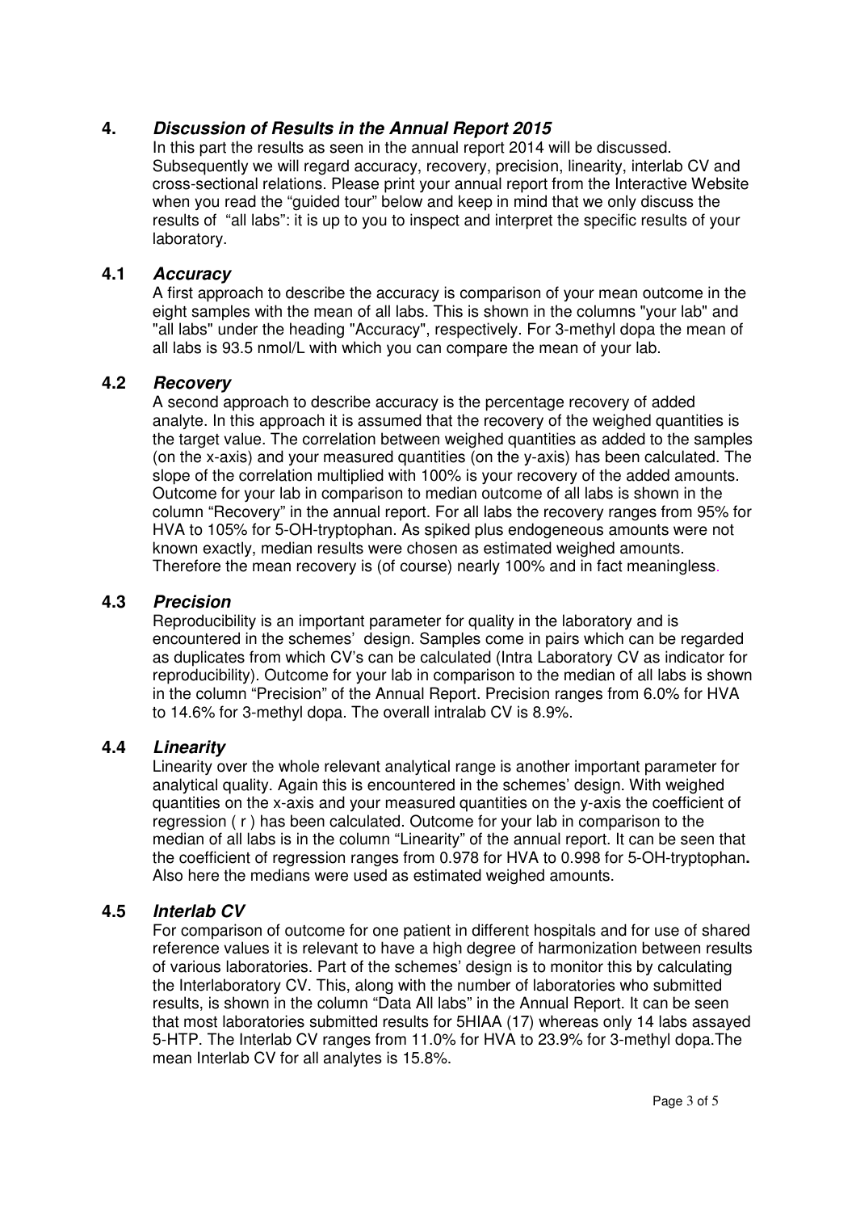## 4. *Discussion of Results in the Annual Report 2015*

In this part the results as seen in the annual report 2014 will be discussed. Subsequently we will regard accuracy, recovery, precision, linearity, interlab CV and cross-sectional relations. Please print your annual report from the Interactive Website when you read the “guided tour” below and keep in mind that we only discuss the results of “all labs”: it is up to you to inspect and interpret the specific results of your laboratory.

### 4.1 *Accuracy*

A first approach to describe the accuracy is comparison of your mean outcome in the eight samples with the mean of all labs. This is shown in the columns "your lab" and "all labs" under the heading "Accuracy", respectively. For 3-methyl dopa the mean of all labs is 93.5 nmol/L with which you can compare the mean of your lab.

### 4.2 *Recovery*

A second approach to describe accuracy is the percentage recovery of added analyte. In this approach it is assumed that the recovery of the weighed quantities is the target value. The correlation between weighed quantities as added to the samples (on the x-axis) and your measured quantities (on the y-axis) has been calculated. The slope of the correlation multiplied with 100% is your recovery of the added amounts. Outcome for your lab in comparison to median outcome of all labs is shown in the column “Recovery” in the annual report. For all labs the recovery ranges from 95% for HVA to 105% for 5-OH-tryptophan. As spiked plus endogeneous amounts were not known exactly, median results were chosen as estimated weighed amounts. Therefore the mean recovery is (of course) nearly 100% and in fact meaningless.

### 4.3 *Precision*

Reproducibility is an important parameter for quality in the laboratory and is encountered in the schemes’ design. Samples come in pairs which can be regarded as duplicates from which CV’s can be calculated (Intra Laboratory CV as indicator for reproducibility). Outcome for your lab in comparison to the median of all labs is shown in the column “Precision” of the Annual Report. Precision ranges from 6.0% for HVA to 14.6% for 3-methyl dopa. The overall intralab CV is 8.9%.

### 4.4 *Linearity*

Linearity over the whole relevant analytical range is another important parameter for analytical quality. Again this is encountered in the schemes’ design. With weighed quantities on the x-axis and your measured quantities on the y-axis the coefficient of regression ( r ) has been calculated. Outcome for your lab in comparison to the median of all labs is in the column “Linearity” of the annual report. It can be seen that the coefficient of regression ranges from 0.978 for HVA to 0.998 for 5-OH-tryptophan**.** Also here the medians were used as estimated weighed amounts.

### 4.5 *Interlab CV*

For comparison of outcome for one patient in different hospitals and for use of shared reference values it is relevant to have a high degree of harmonization between results of various laboratories. Part of the schemes’ design is to monitor this by calculating the Interlaboratory CV. This, along with the number of laboratories who submitted results, is shown in the column “Data All labs” in the Annual Report. It can be seen that most laboratories submitted results for 5HIAA (17) whereas only 14 labs assayed 5-HTP. The Interlab CV ranges from 11.0% for HVA to 23.9% for 3-methyl dopa.The mean Interlab CV for all analytes is 15.8%.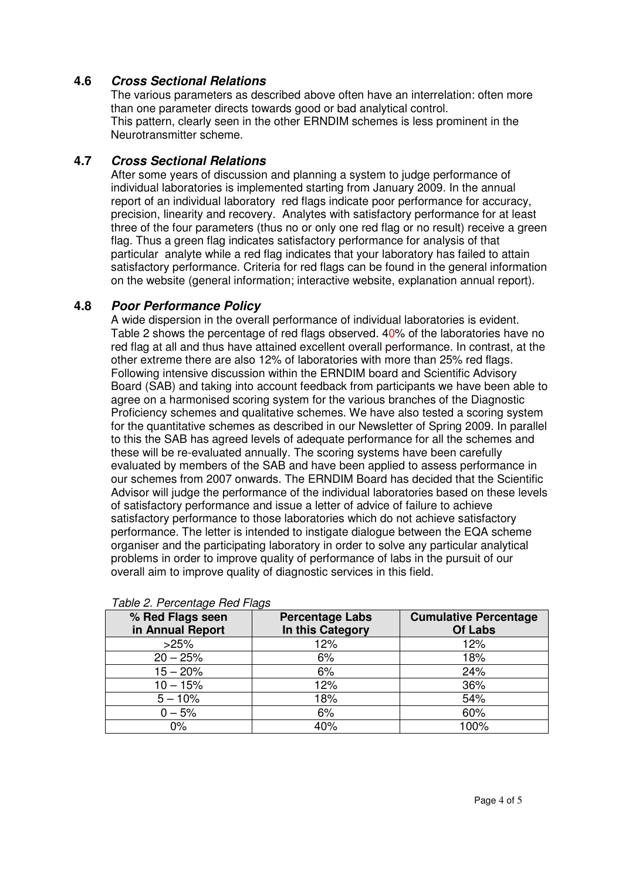## 4.6 *Cross Sectional Relations*

The various parameters as described above often have an interrelation: often more than one parameter directs towards good or bad analytical control.
This pattern, clearly seen in the other ERNDIM schemes is less prominent in the Neurotransmitter scheme.

## 4.7 *Cross Sectional Relations*

After some years of discussion and planning a system to judge performance of individual laboratories is implemented starting from January 2009. In the annual report of an individual laboratory red flags indicate poor performance for accuracy, precision, linearity and recovery. Analytes with satisfactory performance for at least three of the four parameters (thus no or only one red flag or no result) receive a green flag. Thus a green flag indicates satisfactory performance for analysis of that particular analyte while a red flag indicates that your laboratory has failed to attain satisfactory performance. Criteria for red flags can be found in the general information on the website (general information; interactive website, explanation annual report).

## 4.8 *Poor Performance Policy*

A wide dispersion in the overall performance of individual laboratories is evident. Table 2 shows the percentage of red flags observed. 40% of the laboratories have no red flag at all and thus have attained excellent overall performance. In contrast, at the other extreme there are also 12% of laboratories with more than 25% red flags. Following intensive discussion within the ERNDIM board and Scientific Advisory Board (SAB) and taking into account feedback from participants we have been able to agree on a harmonised scoring system for the various branches of the Diagnostic Proficiency schemes and qualitative schemes. We have also tested a scoring system for the quantitative schemes as described in our Newsletter of Spring 2009. In parallel to this the SAB has agreed levels of adequate performance for all the schemes and these will be re-evaluated annually. The scoring systems have been carefully evaluated by members of the SAB and have been applied to assess performance in our schemes from 2007 onwards. The ERNDIM Board has decided that the Scientific Advisor will judge the performance of the individual laboratories based on these levels of satisfactory performance and issue a letter of advice of failure to achieve satisfactory performance to those laboratories which do not achieve satisfactory performance. The letter is intended to instigate dialogue between the EQA scheme organiser and the participating laboratory in order to solve any particular analytical problems in order to improve quality of performance of labs in the pursuit of our overall aim to improve quality of diagnostic services in this field.

*Table 2. Percentage Red Flags*

| % Red Flags seen in Annual Report | Percentage Labs In this Category | Cumulative Percentage Of Labs |
|---|---|---|
| >25% | 12% | 12% |
| 20 – 25% | 6% | 18% |
| 15 – 20% | 6% | 24% |
| 10 – 15% | 12% | 36% |
| 5 – 10% | 18% | 54% |
| 0 – 5% | 6% | 60% |
| 0% | 40% | 100% |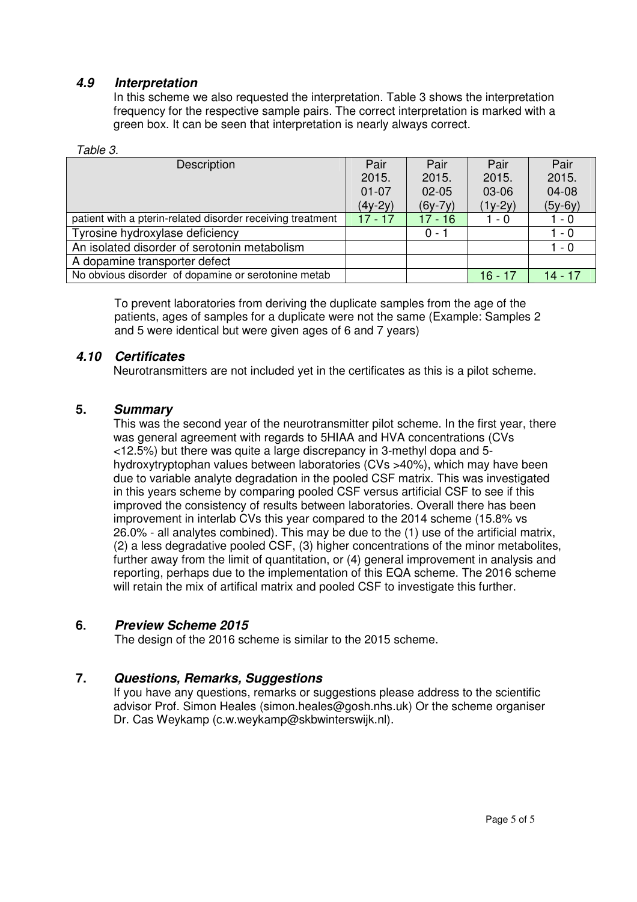### 4.9 *Interpretation*

In this scheme we also requested the interpretation. Table 3 shows the interpretation frequency for the respective sample pairs. The correct interpretation is marked with a green box. It can be seen that interpretation is nearly always correct.

*Table 3.*

| Description | Pair 2015. 01-07 (4y-2y) | Pair 2015. 02-05 (6y-7y) | Pair 2015. 03-06 (1y-2y) | Pair 2015. 04-08 (5y-6y) |
|---|---|---|---|---|
| patient with a pterin-related disorder receiving treatment | 17 - 17 | 17 - 16 | 1 - 0 | 1 - 0 |
| Tyrosine hydroxylase deficiency | | 0 - 1 | | 1 - 0 |
| An isolated disorder of serotonin metabolism | | | | 1 - 0 |
| A dopamine transporter defect | | | | |
| No obvious disorder of dopamine or serotonine metab | | | 16 - 17 | 14 - 17 |

To prevent laboratories from deriving the duplicate samples from the age of the patients, ages of samples for a duplicate were not the same (Example: Samples 2 and 5 were identical but were given ages of 6 and 7 years)

### 4.10 *Certificates*

Neurotransmitters are not included yet in the certificates as this is a pilot scheme.

## 5. *Summary*

This was the second year of the neurotransmitter pilot scheme. In the first year, there was general agreement with regards to 5HIAA and HVA concentrations (CVs <12.5%) but there was quite a large discrepancy in 3-methyl dopa and 5-hydroxytryptophan values between laboratories (CVs >40%), which may have been due to variable analyte degradation in the pooled CSF matrix. This was investigated in this years scheme by comparing pooled CSF versus artificial CSF to see if this improved the consistency of results between laboratories. Overall there has been improvement in interlab CVs this year compared to the 2014 scheme (15.8% vs 26.0% - all analytes combined). This may be due to the (1) use of the artificial matrix, (2) a less degradative pooled CSF, (3) higher concentrations of the minor metabolites, further away from the limit of quantitation, or (4) general improvement in analysis and reporting, perhaps due to the implementation of this EQA scheme. The 2016 scheme will retain the mix of artifical matrix and pooled CSF to investigate this further.

## 6. *Preview Scheme 2015*

The design of the 2016 scheme is similar to the 2015 scheme.

## 7. *Questions, Remarks, Suggestions*

If you have any questions, remarks or suggestions please address to the scientific advisor Prof. Simon Heales (simon.heales@gosh.nhs.uk) Or the scheme organiser Dr. Cas Weykamp (c.w.weykamp@skbwinterswijk.nl).